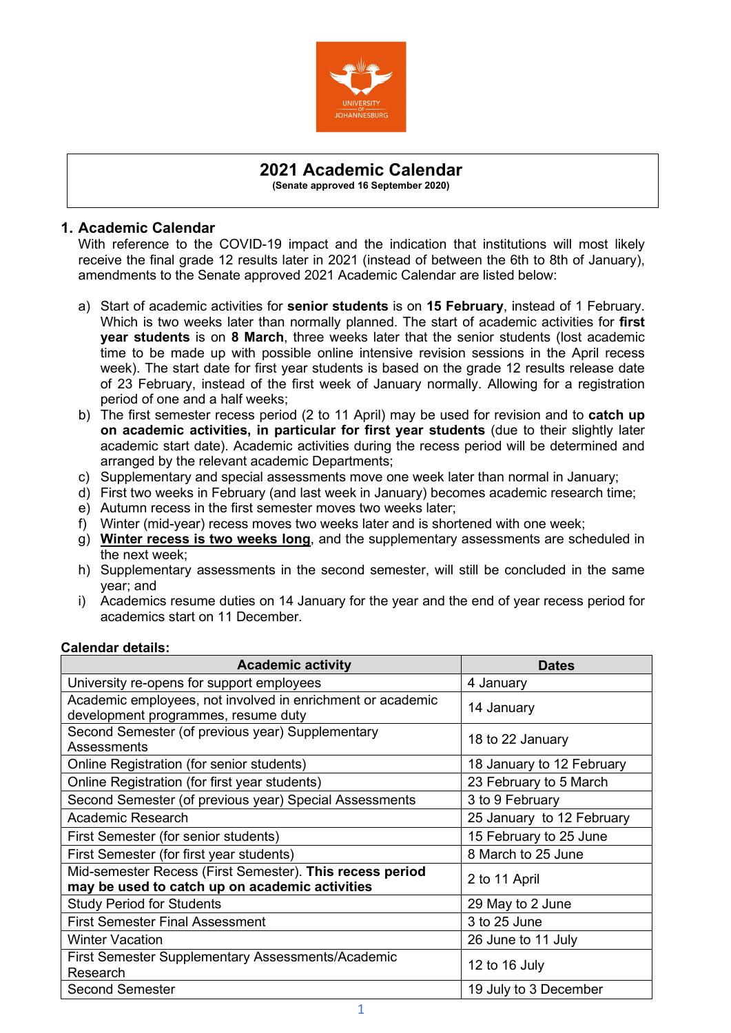# 2021 Academic Calendar

**(Senate approved 16 September 2020)**

## 1. Academic Calendar

With reference to the COVID-19 impact and the indication that institutions will most likely receive the final grade 12 results later in 2021 (instead of between the 6th to 8th of January), amendments to the Senate approved 2021 Academic Calendar are listed below:

a) Start of academic activities for **senior students** is on **15 February**, instead of 1 February. Which is two weeks later than normally planned. The start of academic activities for **first year students** is on **8 March**, three weeks later that the senior students (lost academic time to be made up with possible online intensive revision sessions in the April recess week). The start date for first year students is based on the grade 12 results release date of 23 February, instead of the first week of January normally. Allowing for a registration period of one and a half weeks;

b) The first semester recess period (2 to 11 April) may be used for revision and to **catch up on academic activities, in particular for first year students** (due to their slightly later academic start date). Academic activities during the recess period will be determined and arranged by the relevant academic Departments;

c) Supplementary and special assessments move one week later than normal in January;

d) First two weeks in February (and last week in January) becomes academic research time;

e) Autumn recess in the first semester moves two weeks later;

f) Winter (mid-year) recess moves two weeks later and is shortened with one week;

g) **Winter recess is two weeks long**, and the supplementary assessments are scheduled in the next week;

h) Supplementary assessments in the second semester, will still be concluded in the same year; and

i) Academics resume duties on 14 January for the year and the end of year recess period for academics start on 11 December.

**Calendar details:**

| Academic activity | Dates |
|---|---|
| University re-opens for support employees | 4 January |
| Academic employees, not involved in enrichment or academic development programmes, resume duty | 14 January |
| Second Semester (of previous year) Supplementary Assessments | 18 to 22 January |
| Online Registration (for senior students) | 18 January to 12 February |
| Online Registration (for first year students) | 23 February to 5 March |
| Second Semester (of previous year) Special Assessments | 3 to 9 February |
| Academic Research | 25 January to 12 February |
| First Semester (for senior students) | 15 February to 25 June |
| First Semester (for first year students) | 8 March to 25 June |
| Mid-semester Recess (First Semester). **This recess period may be used to catch up on academic activities** | 2 to 11 April |
| Study Period for Students | 29 May to 2 June |
| First Semester Final Assessment | 3 to 25 June |
| Winter Vacation | 26 June to 11 July |
| First Semester Supplementary Assessments/Academic Research | 12 to 16 July |
| Second Semester | 19 July to 3 December |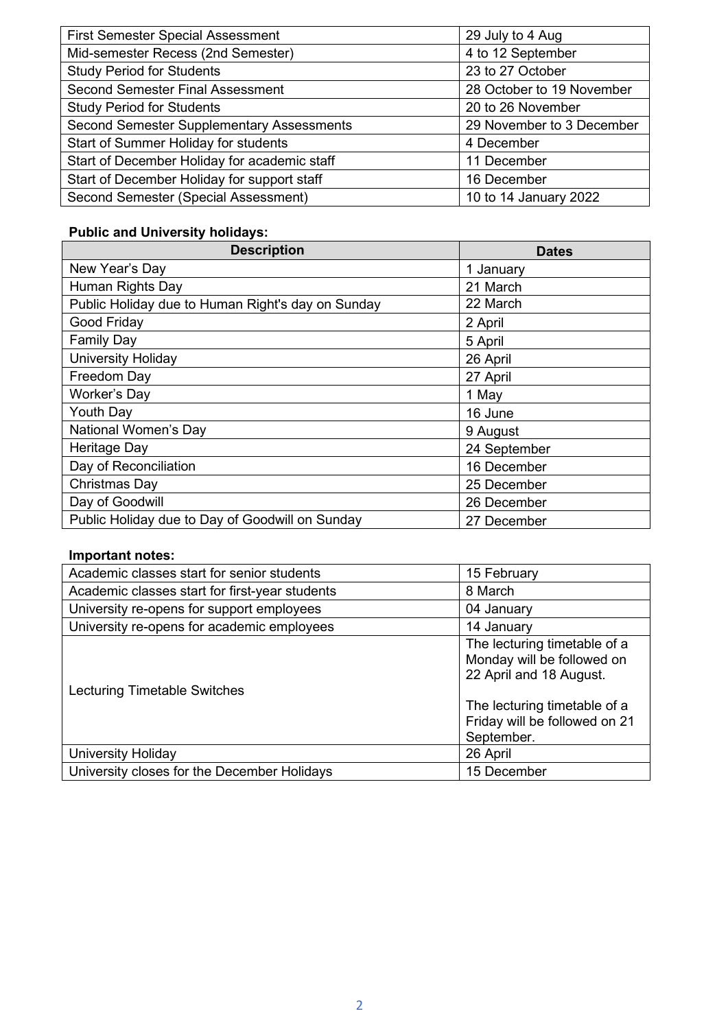| | |
|---|---|
| First Semester Special Assessment | 29 July to 4 Aug |
| Mid-semester Recess (2nd Semester) | 4 to 12 September |
| Study Period for Students | 23 to 27 October |
| Second Semester Final Assessment | 28 October to 19 November |
| Study Period for Students | 20 to 26 November |
| Second Semester Supplementary Assessments | 29 November to 3 December |
| Start of Summer Holiday for students | 4 December |
| Start of December Holiday for academic staff | 11 December |
| Start of December Holiday for support staff | 16 December |
| Second Semester (Special Assessment) | 10 to 14 January 2022 |

**Public and University holidays:**

| Description | Dates |
|---|---|
| New Year's Day | 1 January |
| Human Rights Day | 21 March |
| Public Holiday due to Human Right's day on Sunday | 22 March |
| Good Friday | 2 April |
| Family Day | 5 April |
| University Holiday | 26 April |
| Freedom Day | 27 April |
| Worker's Day | 1 May |
| Youth Day | 16 June |
| National Women's Day | 9 August |
| Heritage Day | 24 September |
| Day of Reconciliation | 16 December |
| Christmas Day | 25 December |
| Day of Goodwill | 26 December |
| Public Holiday due to Day of Goodwill on Sunday | 27 December |

**Important notes:**

| | |
|---|---|
| Academic classes start for senior students | 15 February |
| Academic classes start for first-year students | 8 March |
| University re-opens for support employees | 04 January |
| University re-opens for academic employees | 14 January |
| Lecturing Timetable Switches | The lecturing timetable of a Monday will be followed on 22 April and 18 August. The lecturing timetable of a Friday will be followed on 21 September. |
| University Holiday | 26 April |
| University closes for the December Holidays | 15 December |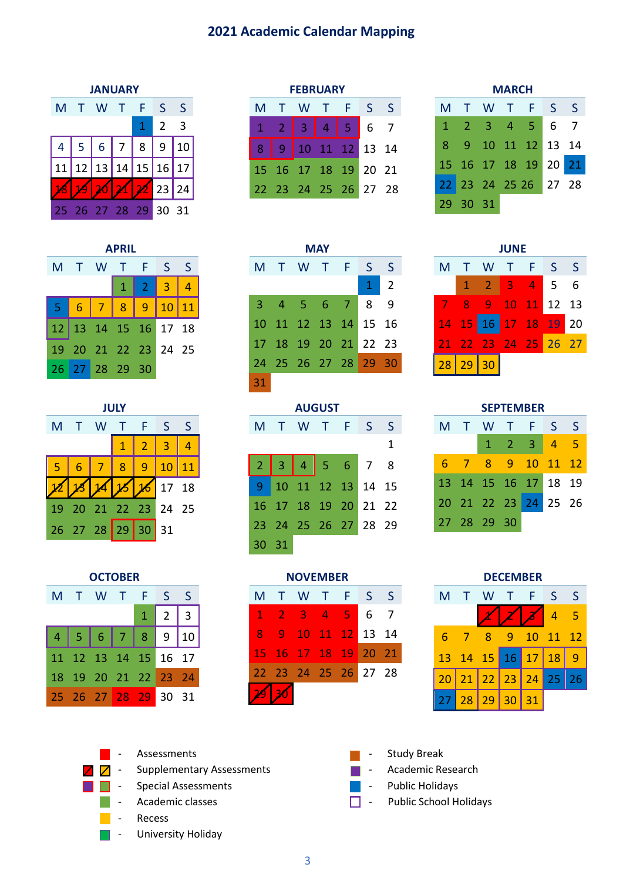# 2021 Academic Calendar Mapping

## JANUARY

| M | T | W | T | F | S | S |
|---|---|---|---|---|---|---|
| | | | | 1 | 2 | 3 |
| 4 | 5 | 6 | 7 | 8 | 9 | 10 |
| 11 | 12 | 13 | 14 | 15 | 16 | 17 |
| 18 | 19 | 20 | 21 | 22 | 23 | 24 |
| 25 | 26 | 27 | 28 | 29 | 30 | 31 |

## FEBRUARY

| M | T | W | T | F | S | S |
|---|---|---|---|---|---|---|
| 1 | 2 | 3 | 4 | 5 | 6 | 7 |
| 8 | 9 | 10 | 11 | 12 | 13 | 14 |
| 15 | 16 | 17 | 18 | 19 | 20 | 21 |
| 22 | 23 | 24 | 25 | 26 | 27 | 28 |

## MARCH

| M | T | W | T | F | S | S |
|---|---|---|---|---|---|---|
| 1 | 2 | 3 | 4 | 5 | 6 | 7 |
| 8 | 9 | 10 | 11 | 12 | 13 | 14 |
| 15 | 16 | 17 | 18 | 19 | 20 | 21 |
| 22 | 23 | 24 | 25 | 26 | 27 | 28 |
| 29 | 30 | 31 | | | | |

## APRIL

| M | T | W | T | F | S | S |
|---|---|---|---|---|---|---|
| | | | 1 | 2 | 3 | 4 |
| 5 | 6 | 7 | 8 | 9 | 10 | 11 |
| 12 | 13 | 14 | 15 | 16 | 17 | 18 |
| 19 | 20 | 21 | 22 | 23 | 24 | 25 |
| 26 | 27 | 28 | 29 | 30 | | |

## MAY

| M | T | W | T | F | S | S |
|---|---|---|---|---|---|---|
| | | | | | 1 | 2 |
| 3 | 4 | 5 | 6 | 7 | 8 | 9 |
| 10 | 11 | 12 | 13 | 14 | 15 | 16 |
| 17 | 18 | 19 | 20 | 21 | 22 | 23 |
| 24 | 25 | 26 | 27 | 28 | 29 | 30 |
| 31 | | | | | | |

## JUNE

| M | T | W | T | F | S | S |
|---|---|---|---|---|---|---|
| | 1 | 2 | 3 | 4 | 5 | 6 |
| 7 | 8 | 9 | 10 | 11 | 12 | 13 |
| 14 | 15 | 16 | 17 | 18 | 19 | 20 |
| 21 | 22 | 23 | 24 | 25 | 26 | 27 |
| 28 | 29 | 30 | | | | |

## JULY

| M | T | W | T | F | S | S |
|---|---|---|---|---|---|---|
| | | | 1 | 2 | 3 | 4 |
| 5 | 6 | 7 | 8 | 9 | 10 | 11 |
| 12 | 13 | 14 | 15 | 16 | 17 | 18 |
| 19 | 20 | 21 | 22 | 23 | 24 | 25 |
| 26 | 27 | 28 | 29 | 30 | 31 | |

## AUGUST

| M | T | W | T | F | S | S |
|---|---|---|---|---|---|---|
| | | | | | | 1 |
| 2 | 3 | 4 | 5 | 6 | 7 | 8 |
| 9 | 10 | 11 | 12 | 13 | 14 | 15 |
| 16 | 17 | 18 | 19 | 20 | 21 | 22 |
| 23 | 24 | 25 | 26 | 27 | 28 | 29 |
| 30 | 31 | | | | | |

## SEPTEMBER

| M | T | W | T | F | S | S |
|---|---|---|---|---|---|---|
| | | 1 | 2 | 3 | 4 | 5 |
| 6 | 7 | 8 | 9 | 10 | 11 | 12 |
| 13 | 14 | 15 | 16 | 17 | 18 | 19 |
| 20 | 21 | 22 | 23 | 24 | 25 | 26 |
| 27 | 28 | 29 | 30 | | | |

## OCTOBER

| M | T | W | T | F | S | S |
|---|---|---|---|---|---|---|
| | | | | 1 | 2 | 3 |
| 4 | 5 | 6 | 7 | 8 | 9 | 10 |
| 11 | 12 | 13 | 14 | 15 | 16 | 17 |
| 18 | 19 | 20 | 21 | 22 | 23 | 24 |
| 25 | 26 | 27 | 28 | 29 | 30 | 31 |

## NOVEMBER

| M | T | W | T | F | S | S |
|---|---|---|---|---|---|---|
| 1 | 2 | 3 | 4 | 5 | 6 | 7 |
| 8 | 9 | 10 | 11 | 12 | 13 | 14 |
| 15 | 16 | 17 | 18 | 19 | 20 | 21 |
| 22 | 23 | 24 | 25 | 26 | 27 | 28 |
| 29 | 30 | | | | | |

## DECEMBER

| M | T | W | T | F | S | S |
|---|---|---|---|---|---|---|
| | | 1 | 2 | 3 | 4 | 5 |
| 6 | 7 | 8 | 9 | 10 | 11 | 12 |
| 13 | 14 | 15 | 16 | 17 | 18 | 9 |
| 20 | 21 | 22 | 23 | 24 | 25 | 26 |
| 27 | 28 | 29 | 30 | 31 | | |

- Assessments
- Supplementary Assessments
- Special Assessments
- Academic classes
- Recess
- University Holiday
- Study Break
- Academic Research
- Public Holidays
- Public School Holidays